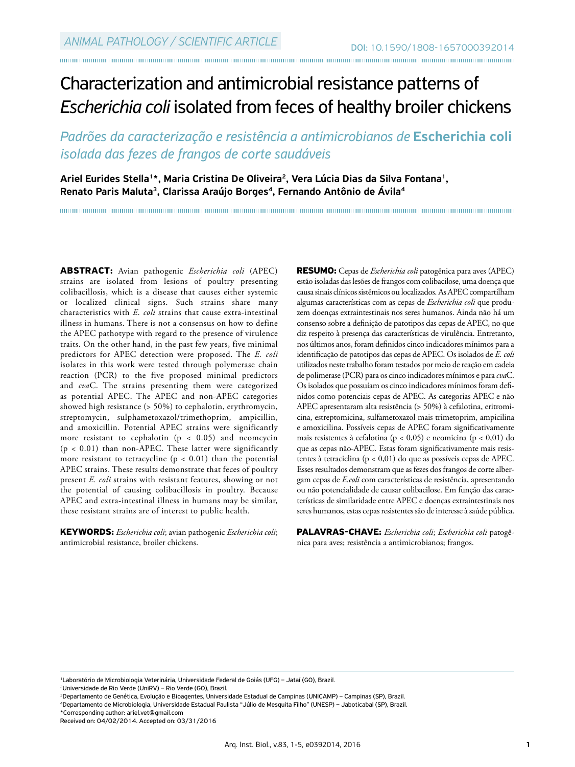ANIMAL PATHOLOGY / SCIENTIFIC ARTICLE

DOI: 10.1590/1808-1657000392014

# Characterization and antimicrobial resistance patterns of *Escherichia coli* isolated from feces of healthy broiler chickens

## *Padrões da caracterização e resistência a antimicrobianos de* **Escherichia coli** *isolada das fezes de frangos de corte saudáveis*

**Ariel Eurides Stella[1]\*, Maria Cristina De Oliveira[2], Vera Lúcia Dias da Silva Fontana[1], Renato Paris Maluta[3], Clarissa Araújo Borges[4], Fernando Antônio de Ávila[4]**

**ABSTRACT:** Avian pathogenic *Escherichia coli* (APEC) strains are isolated from lesions of poultry presenting colibacillosis, which is a disease that causes either systemic or localized clinical signs. Such strains share many characteristics with *E. coli* strains that cause extra-intestinal illness in humans. There is not a consensus on how to define the APEC pathotype with regard to the presence of virulence traits. On the other hand, in the past few years, five minimal predictors for APEC detection were proposed. The *E. coli* isolates in this work were tested through polymerase chain reaction (PCR) to the five proposed minimal predictors and *cva*C. The strains presenting them were categorized as potential APEC. The APEC and non-APEC categories showed high resistance (> 50%) to cephalotin, erythromycin, streptomycin, sulphametoxazol/trimethoprim, ampicillin, and amoxicillin. Potential APEC strains were significantly more resistant to cephalotin ($p < 0.05$) and neomcycin ($p < 0.01$) than non-APEC. These latter were significantly more resistant to tetracycline ($p < 0.01$) than the potential APEC strains. These results demonstrate that feces of poultry present *E. coli* strains with resistant features, showing or not the potential of causing colibacillosis in poultry. Because APEC and extra-intestinal illness in humans may be similar, these resistant strains are of interest to public health.

**KEYWORDS:** *Escherichia coli*; avian pathogenic *Escherichia coli*; antimicrobial resistance, broiler chickens.

**RESUMO:** Cepas de *Escherichia coli* patogênica para aves (APEC) estão isoladas das lesões de frangos com colibacilose, uma doença que causa sinais clínicos sistêmicos ou localizados. As APEC compartilham algumas características com as cepas de *Escherichia coli* que produzem doenças extraintestinais nos seres humanos. Ainda não há um consenso sobre a definição de patotipos das cepas de APEC, no que diz respeito à presença das características de virulência. Entretanto, nos últimos anos, foram definidos cinco indicadores mínimos para a identificação de patotipos das cepas de APEC. Os isolados de *E. coli* utilizados neste trabalho foram testados por meio de reação em cadeia de polimerase (PCR) para os cinco indicadores mínimos e para *cva*C. Os isolados que possuíam os cinco indicadores mínimos foram definidos como potenciais cepas de APEC. As categorias APEC e não APEC apresentaram alta resistência (> 50%) à cefalotina, eritromicina, estreptomicina, sulfametoxazol mais trimetoprim, ampicilina e amoxicilina. Possíveis cepas de APEC foram significativamente mais resistentes à cefalotina ($p < 0,05$) e neomicina ($p < 0,01$) do que as cepas não-APEC. Estas foram significativamente mais resistentes à tetraciclina ($p < 0,01$) do que as possíveis cepas de APEC. Esses resultados demonstram que as fezes dos frangos de corte albergam cepas de *E.coli* com características de resistência, apresentando ou não potencialidade de causar colibacilose. Em função das características de similaridade entre APEC e doenças extraintestinais nos seres humanos, estas cepas resistentes são de interesse à saúde pública.

**PALAVRAS-CHAVE:** *Escherichia coli*; *Escherichia coli* patogênica para aves; resistência a antimicrobianos; frangos.

[1]Laboratório de Microbiologia Veterinária, Universidade Federal de Goiás (UFG) – Jataí (GO), Brazil.
[2]Universidade de Rio Verde (UniRV) – Rio Verde (GO), Brazil.
[3]Departamento de Genética, Evolução e Bioagentes, Universidade Estadual de Campinas (UNICAMP) – Campinas (SP), Brazil.
[4]Departamento de Microbiologia, Universidade Estadual Paulista "Júlio de Mesquita Filho" (UNESP) – Jaboticabal (SP), Brazil.
\*Corresponding author: ariel.vet@gmail.com
Received on: 04/02/2014. Accepted on: 03/31/2016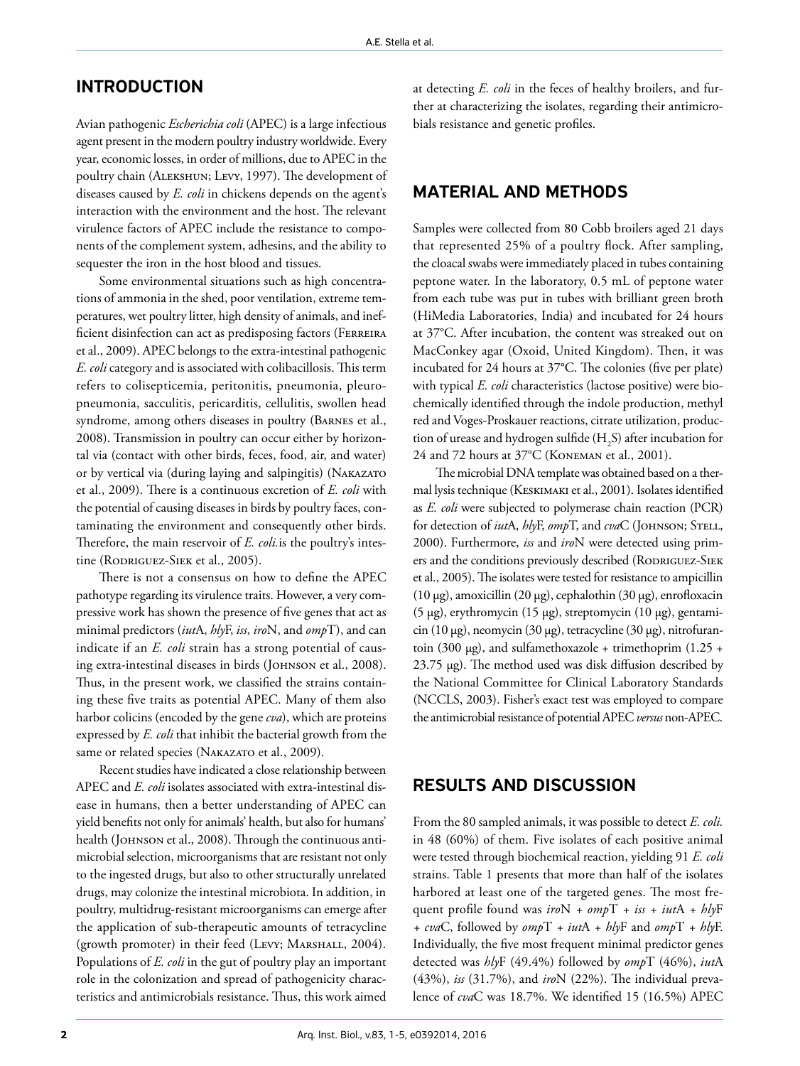## INTRODUCTION

Avian pathogenic *Escherichia coli* (APEC) is a large infectious agent present in the modern poultry industry worldwide. Every year, economic losses, in order of millions, due to APEC in the poultry chain (Alekshun; Levy, 1997). The development of diseases caused by *E. coli* in chickens depends on the agent's interaction with the environment and the host. The relevant virulence factors of APEC include the resistance to components of the complement system, adhesins, and the ability to sequester the iron in the host blood and tissues.

Some environmental situations such as high concentrations of ammonia in the shed, poor ventilation, extreme temperatures, wet poultry litter, high density of animals, and inefficient disinfection can act as predisposing factors (Ferreira et al., 2009). APEC belongs to the extra-intestinal pathogenic *E. coli* category and is associated with colibacillosis. This term refers to colisepticemia, peritonitis, pneumonia, pleuropneumonia, sacculitis, pericarditis, cellulitis, swollen head syndrome, among others diseases in poultry (Barnes et al., 2008). Transmission in poultry can occur either by horizontal via (contact with other birds, feces, food, air, and water) or by vertical via (during laying and salpingitis) (Nakazato et al., 2009). There is a continuous excretion of *E. coli* with the potential of causing diseases in birds by poultry faces, contaminating the environment and consequently other birds. Therefore, the main reservoir of *E. coli.*is the poultry's intestine (Rodriguez-Siek et al., 2005).

There is not a consensus on how to define the APEC pathotype regarding its virulence traits. However, a very compressive work has shown the presence of five genes that act as minimal predictors (*iut*A, *hly*F, *iss*, *iro*N, and *omp*T), and can indicate if an *E. coli* strain has a strong potential of causing extra-intestinal diseases in birds (Johnson et al., 2008). Thus, in the present work, we classified the strains containing these five traits as potential APEC. Many of them also harbor colicins (encoded by the gene *cva*), which are proteins expressed by *E. coli* that inhibit the bacterial growth from the same or related species (Nakazato et al., 2009).

Recent studies have indicated a close relationship between APEC and *E. coli* isolates associated with extra-intestinal disease in humans, then a better understanding of APEC can yield benefits not only for animals' health, but also for humans' health (Johnson et al., 2008). Through the continuous antimicrobial selection, microorganisms that are resistant not only to the ingested drugs, but also to other structurally unrelated drugs, may colonize the intestinal microbiota. In addition, in poultry, multidrug-resistant microorganisms can emerge after the application of sub-therapeutic amounts of tetracycline (growth promoter) in their feed (Levy; Marshall, 2004). Populations of *E. coli* in the gut of poultry play an important role in the colonization and spread of pathogenicity characteristics and antimicrobials resistance. Thus, this work aimed at detecting *E. coli* in the feces of healthy broilers, and further at characterizing the isolates, regarding their antimicrobials resistance and genetic profiles.

## MATERIAL AND METHODS

Samples were collected from 80 Cobb broilers aged 21 days that represented 25% of a poultry flock. After sampling, the cloacal swabs were immediately placed in tubes containing peptone water. In the laboratory, 0.5 mL of peptone water from each tube was put in tubes with brilliant green broth (HiMedia Laboratories, India) and incubated for 24 hours at 37°C. After incubation, the content was streaked out on MacConkey agar (Oxoid, United Kingdom). Then, it was incubated for 24 hours at 37°C. The colonies (five per plate) with typical *E. coli* characteristics (lactose positive) were biochemically identified through the indole production, methyl red and Voges-Proskauer reactions, citrate utilization, production of urease and hydrogen sulfide ($H_2S$) after incubation for 24 and 72 hours at 37°C (Koneman et al., 2001).

The microbial DNA template was obtained based on a thermal lysis technique (Keskimaki et al., 2001). Isolates identified as *E. coli* were subjected to polymerase chain reaction (PCR) for detection of *iut*A, *hly*F, *omp*T, and *cva*C (Johnson; Stell, 2000). Furthermore, *iss* and *iro*N were detected using primers and the conditions previously described (Rodriguez-Siek et al., 2005). The isolates were tested for resistance to ampicillin (10 μg), amoxicillin (20 μg), cephalothin (30 μg), enrofloxacin (5 μg), erythromycin (15 μg), streptomycin (10 μg), gentamicin (10 μg), neomycin (30 μg), tetracycline (30 μg), nitrofurantoin (300 μg), and sulfamethoxazole + trimethoprim (1.25 + 23.75 μg). The method used was disk diffusion described by the National Committee for Clinical Laboratory Standards (NCCLS, 2003). Fisher's exact test was employed to compare the antimicrobial resistance of potential APEC *versus* non-APEC.

## RESULTS AND DISCUSSION

From the 80 sampled animals, it was possible to detect *E. coli.* in 48 (60%) of them. Five isolates of each positive animal were tested through biochemical reaction, yielding 91 *E. coli* strains. Table 1 presents that more than half of the isolates harbored at least one of the targeted genes. The most frequent profile found was *iro*N + *omp*T + *iss* + *iut*A + *hly*F + *cva*C, followed by *omp*T + *iut*A + *hly*F and *omp*T + *hly*F. Individually, the five most frequent minimal predictor genes detected was *hly*F (49.4%) followed by *omp*T (46%), *iut*A (43%), *iss* (31.7%), and *iro*N (22%). The individual prevalence of *cva*C was 18.7%. We identified 15 (16.5%) APEC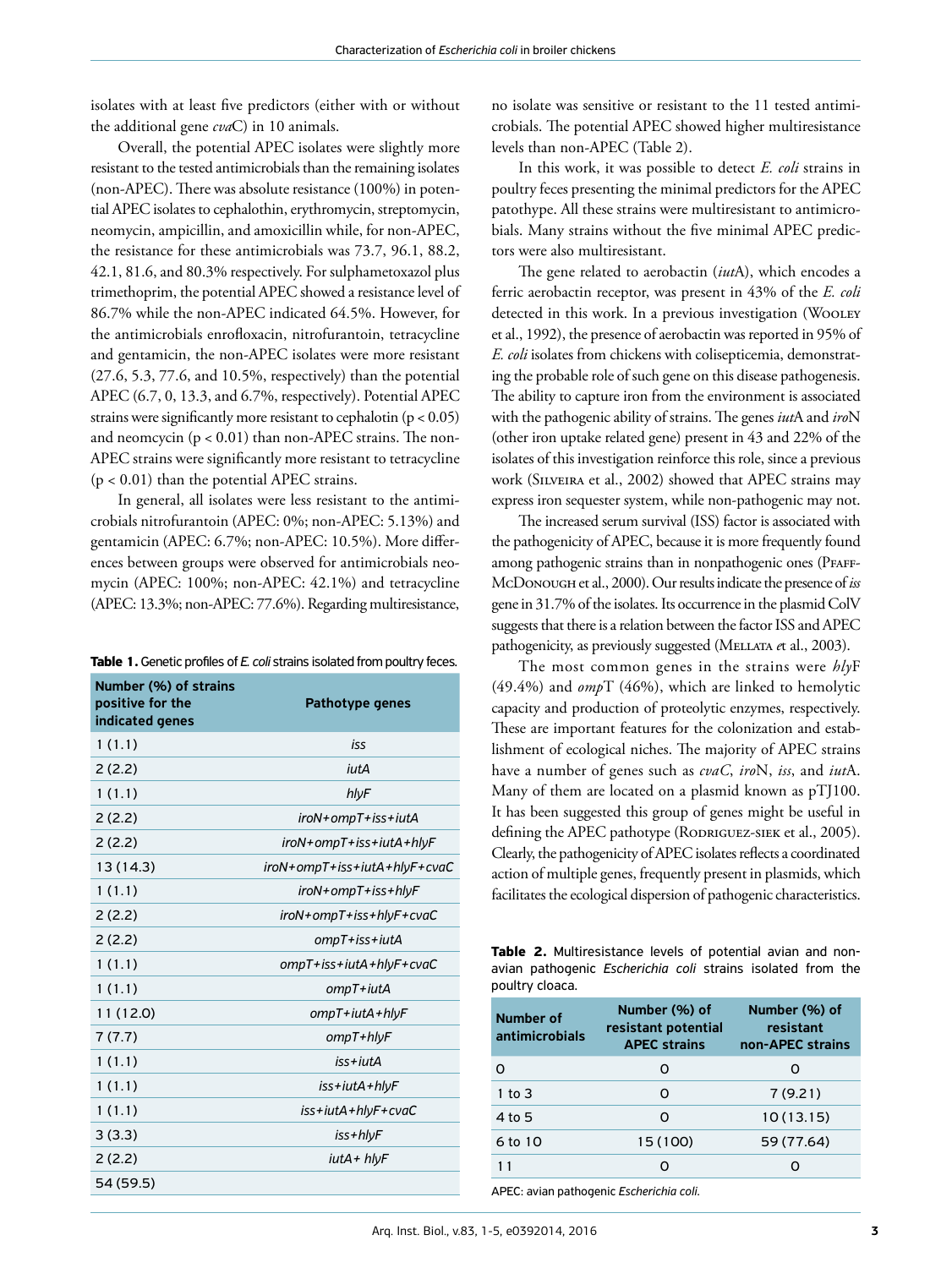isolates with at least five predictors (either with or without the additional gene *cva*C) in 10 animals.

Overall, the potential APEC isolates were slightly more resistant to the tested antimicrobials than the remaining isolates (non-APEC). There was absolute resistance (100%) in potential APEC isolates to cephalothin, erythromycin, streptomycin, neomycin, ampicillin, and amoxicillin while, for non-APEC, the resistance for these antimicrobials was 73.7, 96.1, 88.2, 42.1, 81.6, and 80.3% respectively. For sulphametoxazol plus trimethoprim, the potential APEC showed a resistance level of 86.7% while the non-APEC indicated 64.5%. However, for the antimicrobials enrofloxacin, nitrofurantoin, tetracycline and gentamicin, the non-APEC isolates were more resistant (27.6, 5.3, 77.6, and 10.5%, respectively) than the potential APEC (6.7, 0, 13.3, and 6.7%, respectively). Potential APEC strains were significantly more resistant to cephalotin ($p < 0.05$) and neomcycin ($p < 0.01$) than non-APEC strains. The non-APEC strains were significantly more resistant to tetracycline ($p < 0.01$) than the potential APEC strains.

In general, all isolates were less resistant to the antimicrobials nitrofurantoin (APEC: 0%; non-APEC: 5.13%) and gentamicin (APEC: 6.7%; non-APEC: 10.5%). More differences between groups were observed for antimicrobials neomycin (APEC: 100%; non-APEC: 42.1%) and tetracycline (APEC: 13.3%; non-APEC: 77.6%). Regarding multiresistance, no isolate was sensitive or resistant to the 11 tested antimicrobials. The potential APEC showed higher multiresistance levels than non-APEC (Table 2).

**Table 1.** Genetic profiles of *E. coli* strains isolated from poultry feces.

| Number (%) of strains positive for the indicated genes | Pathotype genes |
|---|---|
| 1 (1.1) | *iss* |
| 2 (2.2) | *iutA* |
| 1 (1.1) | *hlyF* |
| 2 (2.2) | *iroN+ompT+iss+iutA* |
| 2 (2.2) | *iroN+ompT+iss+iutA+hlyF* |
| 13 (14.3) | *iroN+ompT+iss+iutA+hlyF+cvaC* |
| 1 (1.1) | *iroN+ompT+iss+hlyF* |
| 2 (2.2) | *iroN+ompT+iss+hlyF+cvaC* |
| 2 (2.2) | *ompT+iss+iutA* |
| 1 (1.1) | *ompT+iss+iutA+hlyF+cvaC* |
| 1 (1.1) | *ompT+iutA* |
| 11 (12.0) | *ompT+iutA+hlyF* |
| 7 (7.7) | *ompT+hlyF* |
| 1 (1.1) | *iss+iutA* |
| 1 (1.1) | *iss+iutA+hlyF* |
| 1 (1.1) | *iss+iutA+hlyF+cvaC* |
| 3 (3.3) | *iss+hlyF* |
| 2 (2.2) | *iutA+ hlyF* |
| 54 (59.5) | |

In this work, it was possible to detect *E. coli* strains in poultry feces presenting the minimal predictors for the APEC patothype. All these strains were multiresistant to antimicrobials. Many strains without the five minimal APEC predictors were also multiresistant.

The gene related to aerobactin (*iut*A), which encodes a ferric aerobactin receptor, was present in 43% of the *E. coli* detected in this work. In a previous investigation (Wooley et al., 1992), the presence of aerobactin was reported in 95% of *E. coli* isolates from chickens with colisepticemia, demonstrating the probable role of such gene on this disease pathogenesis. The ability to capture iron from the environment is associated with the pathogenic ability of strains. The genes *iut*A and *iro*N (other iron uptake related gene) present in 43 and 22% of the isolates of this investigation reinforce this role, since a previous work (Silveira et al., 2002) showed that APEC strains may express iron sequester system, while non-pathogenic may not.

The increased serum survival (ISS) factor is associated with the pathogenicity of APEC, because it is more frequently found among pathogenic strains than in nonpathogenic ones (Pfaff-McDonough et al., 2000). Our results indicate the presence of *iss* gene in 31.7% of the isolates. Its occurrence in the plasmid ColV suggests that there is a relation between the factor ISS and APEC pathogenicity, as previously suggested (Mellata et al., 2003).

The most common genes in the strains were *hly*F (49.4%) and *omp*T (46%), which are linked to hemolytic capacity and production of proteolytic enzymes, respectively. These are important features for the colonization and establishment of ecological niches. The majority of APEC strains have a number of genes such as *cvaC*, *iro*N, *iss*, and *iut*A. Many of them are located on a plasmid known as pTJ100. It has been suggested this group of genes might be useful in defining the APEC pathotype (Rodriguez-siek et al., 2005). Clearly, the pathogenicity of APEC isolates reflects a coordinated action of multiple genes, frequently present in plasmids, which facilitates the ecological dispersion of pathogenic characteristics.

**Table 2.** Multiresistance levels of potential avian and non-avian pathogenic *Escherichia coli* strains isolated from the poultry cloaca.

| Number of antimicrobials | Number (%) of resistant potential APEC strains | Number (%) of resistant non-APEC strains |
|---|---|---|
| 0 | 0 | 0 |
| 1 to 3 | 0 | 7 (9.21) |
| 4 to 5 | 0 | 10 (13.15) |
| 6 to 10 | 15 (100) | 59 (77.64) |
| 11 | 0 | 0 |

APEC: avian pathogenic *Escherichia coli*.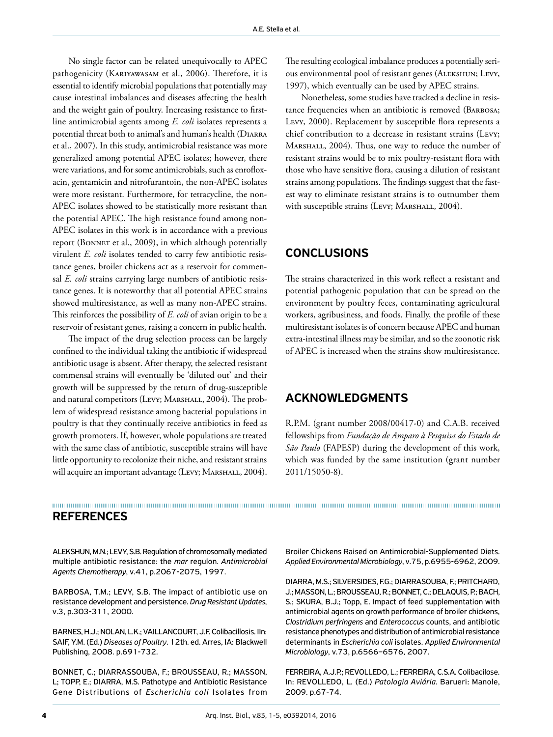No single factor can be related unequivocally to APEC pathogenicity (Kariyawasam et al., 2006). Therefore, it is essential to identify microbial populations that potentially may cause intestinal imbalances and diseases affecting the health and the weight gain of poultry. Increasing resistance to first-line antimicrobial agents among *E. coli* isolates represents a potential threat both to animal's and human's health (Diarra et al., 2007). In this study, antimicrobial resistance was more generalized among potential APEC isolates; however, there were variations, and for some antimicrobials, such as enrofloxacin, gentamicin and nitrofurantoin, the non-APEC isolates were more resistant. Furthermore, for tetracycline, the non-APEC isolates showed to be statistically more resistant than the potential APEC. The high resistance found among non-APEC isolates in this work is in accordance with a previous report (Bonnet et al., 2009), in which although potentially virulent *E. coli* isolates tended to carry few antibiotic resistance genes, broiler chickens act as a reservoir for commensal *E. coli* strains carrying large numbers of antibiotic resistance genes. It is noteworthy that all potential APEC strains showed multiresistance, as well as many non-APEC strains. This reinforces the possibility of *E. coli* of avian origin to be a reservoir of resistant genes, raising a concern in public health.

The impact of the drug selection process can be largely confined to the individual taking the antibiotic if widespread antibiotic usage is absent. After therapy, the selected resistant commensal strains will eventually be 'diluted out' and their growth will be suppressed by the return of drug-susceptible and natural competitors (Levy; Marshall, 2004). The problem of widespread resistance among bacterial populations in poultry is that they continually receive antibiotics in feed as growth promoters. If, however, whole populations are treated with the same class of antibiotic, susceptible strains will have little opportunity to recolonize their niche, and resistant strains will acquire an important advantage (Levy; Marshall, 2004). The resulting ecological imbalance produces a potentially serious environmental pool of resistant genes (Alekshun; Levy, 1997), which eventually can be used by APEC strains.

Nonetheless, some studies have tracked a decline in resistance frequencies when an antibiotic is removed (Barbosa; Levy, 2000). Replacement by susceptible flora represents a chief contribution to a decrease in resistant strains (Levy; Marshall, 2004). Thus, one way to reduce the number of resistant strains would be to mix poultry-resistant flora with those who have sensitive flora, causing a dilution of resistant strains among populations. The findings suggest that the fastest way to eliminate resistant strains is to outnumber them with susceptible strains (Levy; Marshall, 2004).

## CONCLUSIONS

The strains characterized in this work reflect a resistant and potential pathogenic population that can be spread on the environment by poultry feces, contaminating agricultural workers, agribusiness, and foods. Finally, the profile of these multiresistant isolates is of concern because APEC and human extra-intestinal illness may be similar, and so the zoonotic risk of APEC is increased when the strains show multiresistance.

## ACKNOWLEDGMENTS

R.P.M. (grant number 2008/00417-0) and C.A.B. received fellowships from *Fundação de Amparo à Pesquisa do Estado de São Paulo* (FAPESP) during the development of this work, which was funded by the same institution (grant number 2011/15050-8).

## REFERENCES

ALEKSHUN, M.N.; LEVY, S.B. Regulation of chromosomally mediated multiple antibiotic resistance: the *mar* regulon. *Antimicrobial Agents Chemotherapy*, v.41, p.2067-2075, 1997.

BARBOSA, T.M.; LEVY, S.B. The impact of antibiotic use on resistance development and persistence. *Drug Resistant Updates*, v.3, p.303-311, 2000.

BARNES, H.J.; NOLAN, L.K.; VAILLANCOURT, J.F. Colibacillosis. IIn: SAIF, Y.M. (Ed.) *Diseases of Poultry*. 12th. ed. Arres, IA: Blackwell Publishing, 2008. p.691-732.

BONNET, C.; DIARRASSOUBA, F.; BROUSSEAU, R.; MASSON, L; TOPP, E.; DIARRA, M.S. Pathotype and Antibiotic Resistance Gene Distributions of *Escherichia coli* Isolates from Broiler Chickens Raised on Antimicrobial-Supplemented Diets. *Applied Environmental Microbiology*, v.75, p.6955-6962, 2009.

DIARRA, M.S.; SILVERSIDES, F.G.; DIARRASOUBA, F.; PRITCHARD, J.; MASSON, L.; BROUSSEAU, R.; BONNET, C.; DELAQUIS, P.; BACH, S.; SKURA, B.J.; Topp, E. Impact of feed supplementation with antimicrobial agents on growth performance of broiler chickens, *Clostridium perfringens* and *Enterococcus* counts, and antibiotic resistance phenotypes and distribution of antimicrobial resistance determinants in *Escherichia coli* isolates. *Applied Environmental Microbiology*, v.73, p.6566–6576, 2007.

FERREIRA, A.J.P.; REVOLLEDO, L.; FERREIRA, C.S.A. Colibacilose. In: REVOLLEDO, L. (Ed.) *Patologia Aviária*. Barueri: Manole, 2009. p.67-74.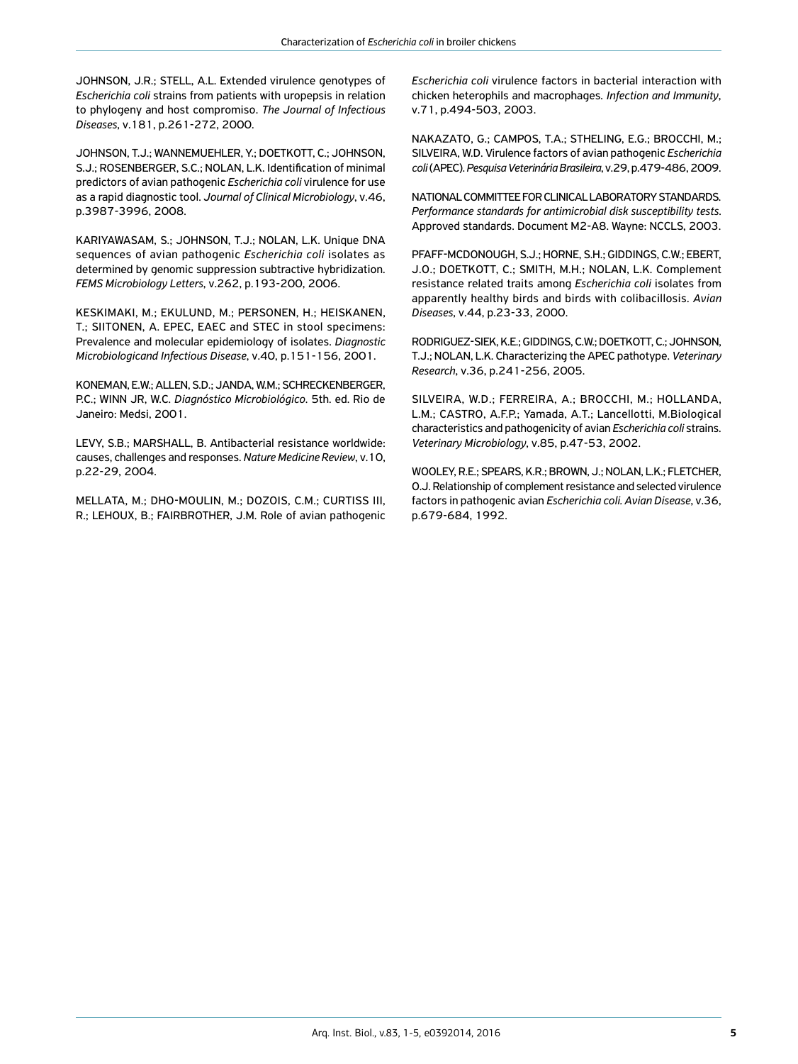JOHNSON, J.R.; STELL, A.L. Extended virulence genotypes of *Escherichia coli* strains from patients with uropepsis in relation to phylogeny and host compromiso. *The Journal of Infectious Diseases*, v.181, p.261-272, 2000.

JOHNSON, T.J.; WANNEMUEHLER, Y.; DOETKOTT, C.; JOHNSON, S.J.; ROSENBERGER, S.C.; NOLAN, L.K. Identification of minimal predictors of avian pathogenic *Escherichia coli* virulence for use as a rapid diagnostic tool. *Journal of Clinical Microbiology*, v.46, p.3987-3996, 2008.

KARIYAWASAM, S.; JOHNSON, T.J.; NOLAN, L.K. Unique DNA sequences of avian pathogenic *Escherichia coli* isolates as determined by genomic suppression subtractive hybridization. *FEMS Microbiology Letters*, v.262, p.193-200, 2006.

KESKIMAKI, M.; EKULUND, M.; PERSONEN, H.; HEISKANEN, T.; SIITONEN, A. EPEC, EAEC and STEC in stool specimens: Prevalence and molecular epidemiology of isolates. *Diagnostic Microbiologicand Infectious Disease*, v.40, p.151-156, 2001.

KONEMAN, E.W.; ALLEN, S.D.; JANDA, W.M.; SCHRECKENBERGER, P.C.; WINN JR, W.C. *Diagnóstico Microbiológico*. 5th. ed. Rio de Janeiro: Medsi, 2001.

LEVY, S.B.; MARSHALL, B. Antibacterial resistance worldwide: causes, challenges and responses. *Nature Medicine Review*, v.10, p.22-29, 2004.

MELLATA, M.; DHO-MOULIN, M.; DOZOIS, C.M.; CURTISS III, R.; LEHOUX, B.; FAIRBROTHER, J.M. Role of avian pathogenic *Escherichia coli* virulence factors in bacterial interaction with chicken heterophils and macrophages. *Infection and Immunity*, v.71, p.494-503, 2003.

NAKAZATO, G.; CAMPOS, T.A.; STHELING, E.G.; BROCCHI, M.; SILVEIRA, W.D. Virulence factors of avian pathogenic *Escherichia coli* (APEC). *Pesquisa Veterinária Brasileira*, v.29, p.479-486, 2009.

NATIONAL COMMITTEE FOR CLINICAL LABORATORY STANDARDS. *Performance standards for antimicrobial disk susceptibility tests.* Approved standards. Document M2-A8. Wayne: NCCLS, 2003.

PFAFF-MCDONOUGH, S.J.; HORNE, S.H.; GIDDINGS, C.W.; EBERT, J.O.; DOETKOTT, C.; SMITH, M.H.; NOLAN, L.K. Complement resistance related traits among *Escherichia coli* isolates from apparently healthy birds and birds with colibacillosis. *Avian Diseases*, v.44, p.23-33, 2000.

RODRIGUEZ-SIEK, K.E.; GIDDINGS, C.W.; DOETKOTT, C.; JOHNSON, T.J.; NOLAN, L.K. Characterizing the APEC pathotype. *Veterinary Research*, v.36, p.241-256, 2005.

SILVEIRA, W.D.; FERREIRA, A.; BROCCHI, M.; HOLLANDA, L.M.; CASTRO, A.F.P.; Yamada, A.T.; Lancellotti, M.Biological characteristics and pathogenicity of avian *Escherichia coli* strains. *Veterinary Microbiology*, v.85, p.47-53, 2002.

WOOLEY, R.E.; SPEARS, K.R.; BROWN, J.; NOLAN, L.K.; FLETCHER, O.J. Relationship of complement resistance and selected virulence factors in pathogenic avian *Escherichia coli*. *Avian Disease*, v.36, p.679-684, 1992.